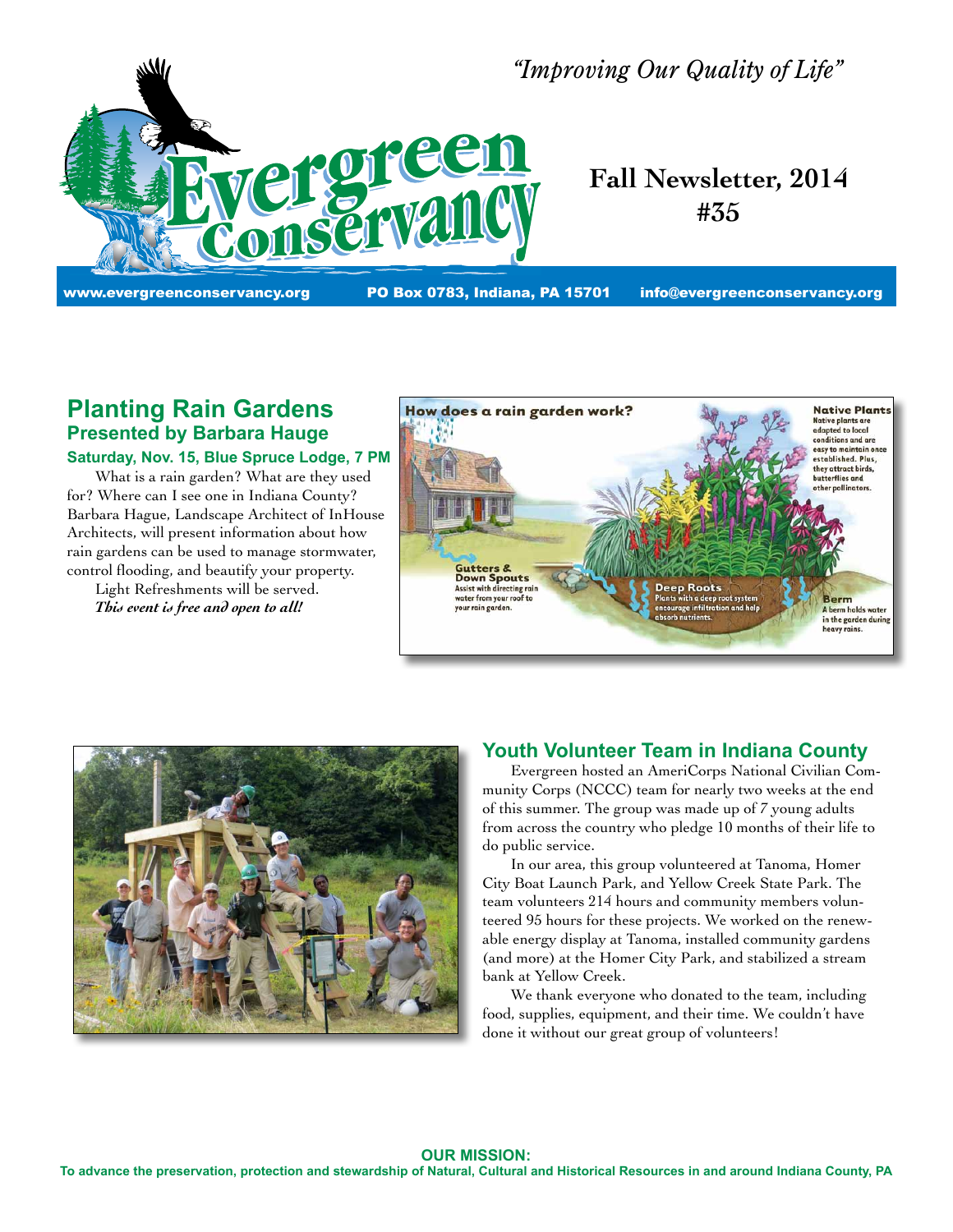*"Improving Our Quality of Life"*

# Evergreen Conservancy

**Fall Newsletter, 2014**
**#35**

www.evergreenconservancy.org PO Box 0783, Indiana, PA 15701 info@evergreenconservancy.org

## Planting Rain Gardens

### Presented by Barbara Hauge

**Saturday, Nov. 15, Blue Spruce Lodge, 7 PM**

What is a rain garden? What are they used for? Where can I see one in Indiana County? Barbara Hague, Landscape Architect of InHouse Architects, will present information about how rain gardens can be used to manage stormwater, control flooding, and beautify your property.

Light Refreshments will be served.

***This event is free and open to all!***

**How does a rain garden work?**

**Native Plants** Native plants are adapted to local conditions and are easy to maintain once established. Plus, they attract birds, butterflies and other pollinators.

**Gutters & Down Spouts** Assist with directing rain water from your roof to your rain garden.

**Deep Roots** Plants with a deep root system encourage infiltration and help absorb nutrients.

**Berm** A berm holds water in the garden during heavy rains.

## Youth Volunteer Team in Indiana County

Evergreen hosted an AmeriCorps National Civilian Community Corps (NCCC) team for nearly two weeks at the end of this summer. The group was made up of 7 young adults from across the country who pledge 10 months of their life to do public service.

In our area, this group volunteered at Tanoma, Homer City Boat Launch Park, and Yellow Creek State Park. The team volunteers 214 hours and community members volunteered 95 hours for these projects. We worked on the renewable energy display at Tanoma, installed community gardens (and more) at the Homer City Park, and stabilized a stream bank at Yellow Creek.

We thank everyone who donated to the team, including food, supplies, equipment, and their time. We couldn't have done it without our great group of volunteers!

**OUR MISSION:**
**To advance the preservation, protection and stewardship of Natural, Cultural and Historical Resources in and around Indiana County, PA**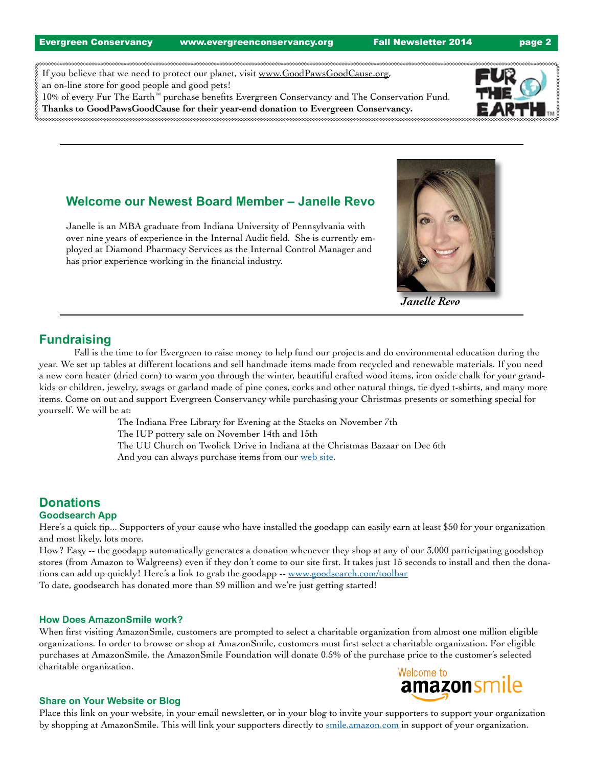If you believe that we need to protect our planet, visit www.GoodPawsGoodCause.org, an on-line store for good people and good pets!
10% of every Fur The Earth™ purchase benefits Evergreen Conservancy and The Conservation Fund.
**Thanks to GoodPawsGoodCause for their year-end donation to Evergreen Conservancy.**

---

## Welcome our Newest Board Member – Janelle Revo

Janelle is an MBA graduate from Indiana University of Pennsylvania with over nine years of experience in the Internal Audit field. She is currently employed at Diamond Pharmacy Services as the Internal Control Manager and has prior experience working in the financial industry.

*Janelle Revo*

---

## Fundraising

Fall is the time to for Evergreen to raise money to help fund our projects and do environmental education during the year. We set up tables at different locations and sell handmade items made from recycled and renewable materials. If you need a new corn heater (dried corn) to warm you through the winter, beautiful crafted wood items, iron oxide chalk for your grandkids or children, jewelry, swags or garland made of pine cones, corks and other natural things, tie dyed t-shirts, and many more items. Come on out and support Evergreen Conservancy while purchasing your Christmas presents or something special for yourself. We will be at:

The Indiana Free Library for Evening at the Stacks on November 7th
The IUP pottery sale on November 14th and 15th
The UU Church on Twolick Drive in Indiana at the Christmas Bazaar on Dec 6th
And you can always purchase items from our web site.

## Donations

### Goodsearch App

Here's a quick tip... Supporters of your cause who have installed the goodapp can easily earn at least $50 for your organization and most likely, lots more.
How? Easy -- the goodapp automatically generates a donation whenever they shop at any of our 3,000 participating goodshop stores (from Amazon to Walgreens) even if they don't come to our site first. It takes just 15 seconds to install and then the donations can add up quickly! Here's a link to grab the goodapp -- www.goodsearch.com/toolbar
To date, goodsearch has donated more than $9 million and we're just getting started!

### How Does AmazonSmile work?

When first visiting AmazonSmile, customers are prompted to select a charitable organization from almost one million eligible organizations. In order to browse or shop at AmazonSmile, customers must first select a charitable organization. For eligible purchases at AmazonSmile, the AmazonSmile Foundation will donate 0.5% of the purchase price to the customer's selected charitable organization.

### Share on Your Website or Blog

Place this link on your website, in your email newsletter, or in your blog to invite your supporters to support your organization by shopping at AmazonSmile. This will link your supporters directly to smile.amazon.com in support of your organization.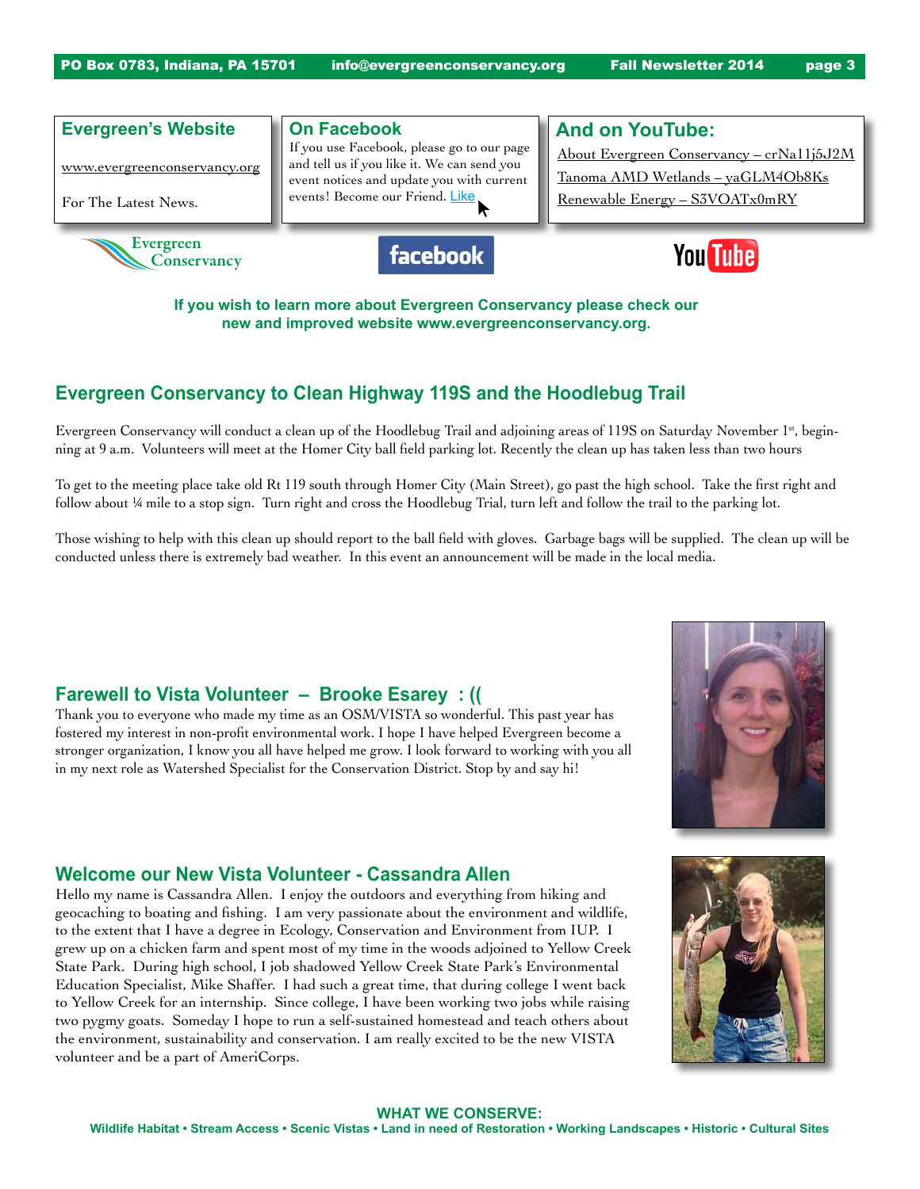## Evergreen's Website

www.evergreenconservancy.org

For The Latest News.

## On Facebook

If you use Facebook, please go to our page and tell us if you like it. We can send you event notices and update you with current events! Become our Friend. Like

## And on YouTube:

About Evergreen Conservancy – crNa11j5J2M

Tanoma AMD Wetlands – yaGLM4Ob8Ks

Renewable Energy – S3VOATx0mRY

**If you wish to learn more about Evergreen Conservancy please check our new and improved website www.evergreenconservancy.org.**

## Evergreen Conservancy to Clean Highway 119S and the Hoodlebug Trail

Evergreen Conservancy will conduct a clean up of the Hoodlebug Trail and adjoining areas of 119S on Saturday November 1st, beginning at 9 a.m. Volunteers will meet at the Homer City ball field parking lot. Recently the clean up has taken less than two hours

To get to the meeting place take old Rt 119 south through Homer City (Main Street), go past the high school. Take the first right and follow about ¼ mile to a stop sign. Turn right and cross the Hoodlebug Trial, turn left and follow the trail to the parking lot.

Those wishing to help with this clean up should report to the ball field with gloves. Garbage bags will be supplied. The clean up will be conducted unless there is extremely bad weather. In this event an announcement will be made in the local media.

## Farewell to Vista Volunteer – Brooke Esarey :((

Thank you to everyone who made my time as an OSM/VISTA so wonderful. This past year has fostered my interest in non-profit environmental work. I hope I have helped Evergreen become a stronger organization, I know you all have helped me grow. I look forward to working with you all in my next role as Watershed Specialist for the Conservation District. Stop by and say hi!

## Welcome our New Vista Volunteer - Cassandra Allen

Hello my name is Cassandra Allen. I enjoy the outdoors and everything from hiking and geocaching to boating and fishing. I am very passionate about the environment and wildlife, to the extent that I have a degree in Ecology, Conservation and Environment from IUP. I grew up on a chicken farm and spent most of my time in the woods adjoined to Yellow Creek State Park. During high school, I job shadowed Yellow Creek State Park's Environmental Education Specialist, Mike Shaffer. I had such a great time, that during college I went back to Yellow Creek for an internship. Since college, I have been working two jobs while raising two pygmy goats. Someday I hope to run a self-sustained homestead and teach others about the environment, sustainability and conservation. I am really excited to be the new VISTA volunteer and be a part of AmeriCorps.

**WHAT WE CONSERVE:**
**Wildlife Habitat • Stream Access • Scenic Vistas • Land in need of Restoration • Working Landscapes • Historic • Cultural Sites**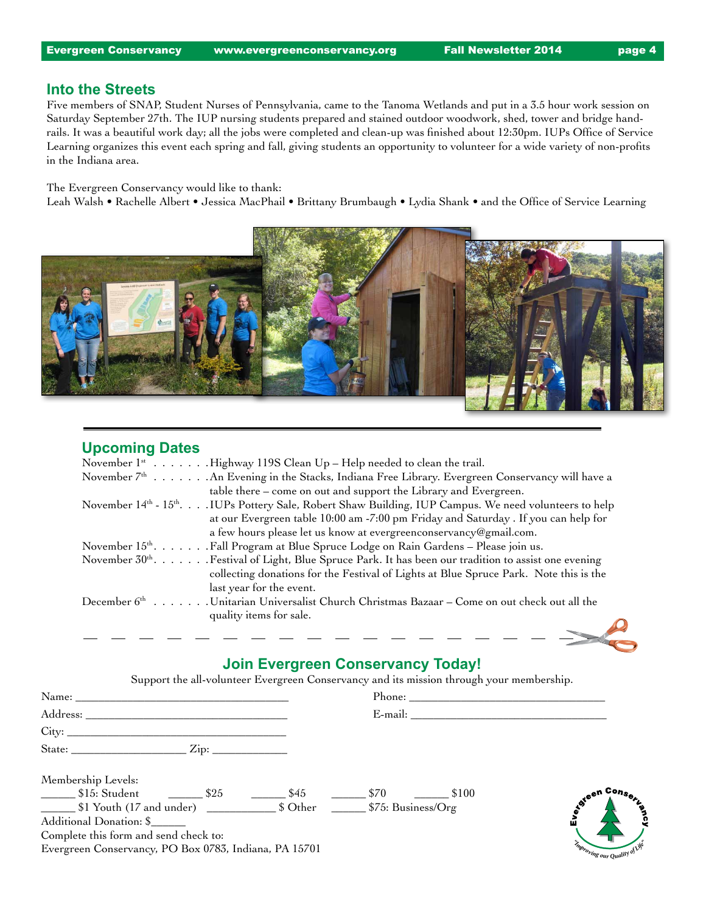## Into the Streets

Five members of SNAP, Student Nurses of Pennsylvania, came to the Tanoma Wetlands and put in a 3.5 hour work session on Saturday September 27th. The IUP nursing students prepared and stained outdoor woodwork, shed, tower and bridge hand-rails. It was a beautiful work day; all the jobs were completed and clean-up was finished about 12:30pm. IUPs Office of Service Learning organizes this event each spring and fall, giving students an opportunity to volunteer for a wide variety of non-profits in the Indiana area.

The Evergreen Conservancy would like to thank:
Leah Walsh • Rachelle Albert • Jessica MacPhail • Brittany Brumbaugh • Lydia Shank • and the Office of Service Learning

## Upcoming Dates

November 1st . . . . . . . Highway 119S Clean Up – Help needed to clean the trail.

November 7th . . . . . . . An Evening in the Stacks, Indiana Free Library. Evergreen Conservancy will have a table there – come on out and support the Library and Evergreen.

November 14th - 15th. . . . IUPs Pottery Sale, Robert Shaw Building, IUP Campus. We need volunteers to help at our Evergreen table 10:00 am -7:00 pm Friday and Saturday . If you can help for a few hours please let us know at evergreenconservancy@gmail.com.

November 15th. . . . . . . Fall Program at Blue Spruce Lodge on Rain Gardens – Please join us.

November 30th. . . . . . . Festival of Light, Blue Spruce Park. It has been our tradition to assist one evening collecting donations for the Festival of Lights at Blue Spruce Park. Note this is the last year for the event.

December 6th . . . . . . . Unitarian Universalist Church Christmas Bazaar – Come on out check out all the quality items for sale.

## Join Evergreen Conservancy Today!

Support the all-volunteer Evergreen Conservancy and its mission through your membership.

Name: ______________________________ Phone: ______________________________

Address: ______________________________ E-mail: ______________________________

City: ______________________________

State: ________________ Zip: __________

Membership Levels:

_____ $15: Student _____ $25 _____ $45 _____ $70 _____ $100

_____ $1 Youth (17 and under) __________ $ Other _____ $75: Business/Org

Additional Donation: $_____

Complete this form and send check to:
Evergreen Conservancy, PO Box 0783, Indiana, PA 15701

Evergreen Conservancy
"Improving our Quality of Life"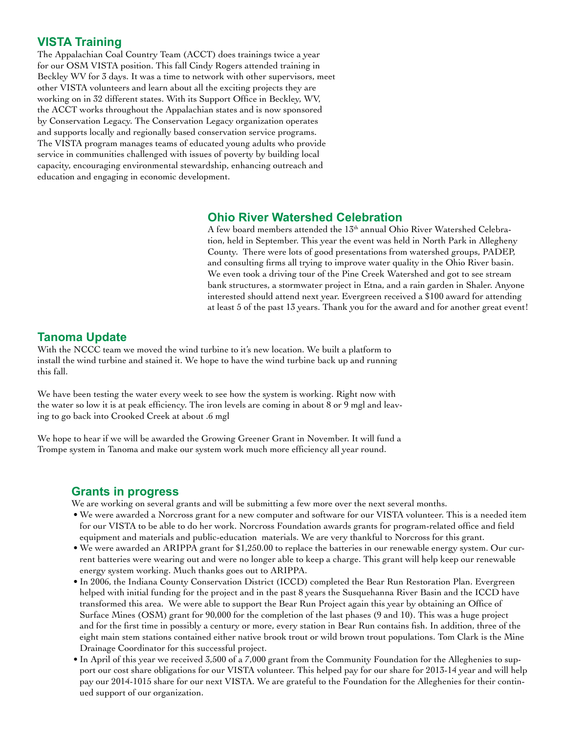## VISTA Training

The Appalachian Coal Country Team (ACCT) does trainings twice a year for our OSM VISTA position. This fall Cindy Rogers attended training in Beckley WV for 3 days. It was a time to network with other supervisors, meet other VISTA volunteers and learn about all the exciting projects they are working on in 32 different states. With its Support Office in Beckley, WV, the ACCT works throughout the Appalachian states and is now sponsored by Conservation Legacy. The Conservation Legacy organization operates and supports locally and regionally based conservation service programs. The VISTA program manages teams of educated young adults who provide service in communities challenged with issues of poverty by building local capacity, encouraging environmental stewardship, enhancing outreach and education and engaging in economic development.

## Ohio River Watershed Celebration

A few board members attended the 13th annual Ohio River Watershed Celebration, held in September. This year the event was held in North Park in Allegheny County. There were lots of good presentations from watershed groups, PADEP, and consulting firms all trying to improve water quality in the Ohio River basin. We even took a driving tour of the Pine Creek Watershed and got to see stream bank structures, a stormwater project in Etna, and a rain garden in Shaler. Anyone interested should attend next year. Evergreen received a $100 award for attending at least 5 of the past 13 years. Thank you for the award and for another great event!

## Tanoma Update

With the NCCC team we moved the wind turbine to it's new location. We built a platform to install the wind turbine and stained it. We hope to have the wind turbine back up and running this fall.

We have been testing the water every week to see how the system is working. Right now with the water so low it is at peak efficiency. The iron levels are coming in about 8 or 9 mgl and leaving to go back into Crooked Creek at about .6 mgl

We hope to hear if we will be awarded the Growing Greener Grant in November. It will fund a Trompe system in Tanoma and make our system work much more efficiency all year round.

## Grants in progress

We are working on several grants and will be submitting a few more over the next several months.

- We were awarded a Norcross grant for a new computer and software for our VISTA volunteer. This is a needed item for our VISTA to be able to do her work. Norcross Foundation awards grants for program-related office and field equipment and materials and public-education materials. We are very thankful to Norcross for this grant.
- We were awarded an ARIPPA grant for $1,250.00 to replace the batteries in our renewable energy system. Our current batteries were wearing out and were no longer able to keep a charge. This grant will help keep our renewable energy system working. Much thanks goes out to ARIPPA.
- In 2006, the Indiana County Conservation District (ICCD) completed the Bear Run Restoration Plan. Evergreen helped with initial funding for the project and in the past 8 years the Susquehanna River Basin and the ICCD have transformed this area. We were able to support the Bear Run Project again this year by obtaining an Office of Surface Mines (OSM) grant for 90,000 for the completion of the last phases (9 and 10). This was a huge project and for the first time in possibly a century or more, every station in Bear Run contains fish. In addition, three of the eight main stem stations contained either native brook trout or wild brown trout populations. Tom Clark is the Mine Drainage Coordinator for this successful project.
- In April of this year we received 3,500 of a 7,000 grant from the Community Foundation for the Alleghenies to support our cost share obligations for our VISTA volunteer. This helped pay for our share for 2013-14 year and will help pay our 2014-1015 share for our next VISTA. We are grateful to the Foundation for the Alleghenies for their continued support of our organization.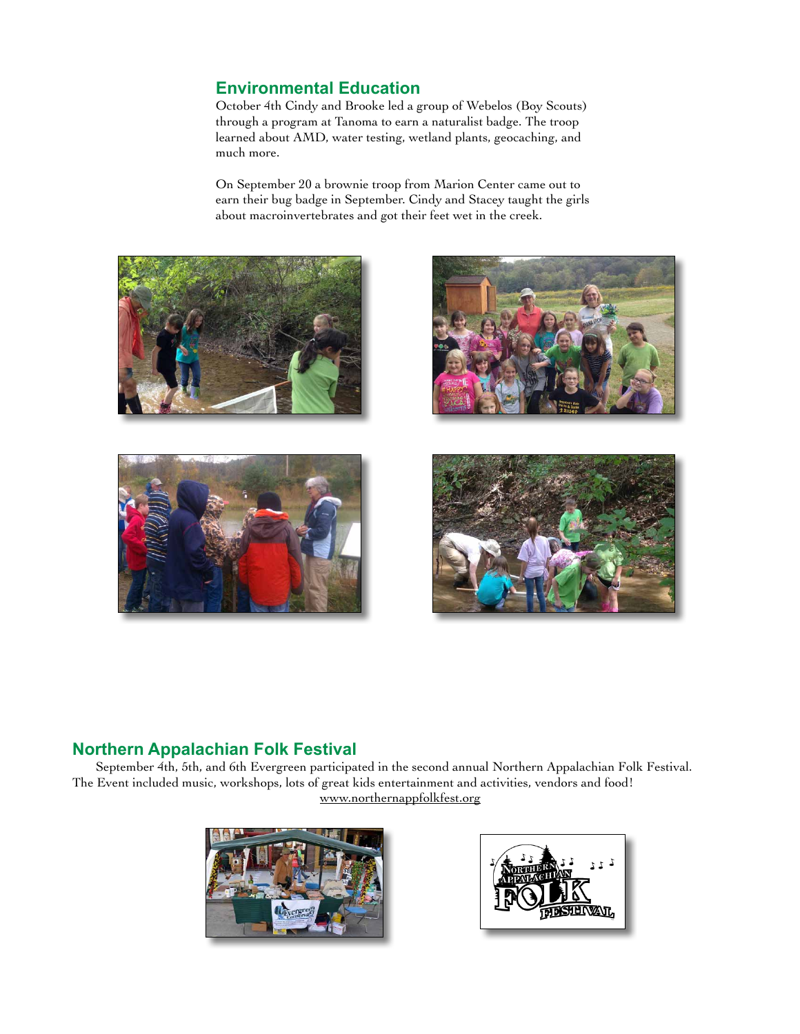## Environmental Education

October 4th Cindy and Brooke led a group of Webelos (Boy Scouts) through a program at Tanoma to earn a naturalist badge. The troop learned about AMD, water testing, wetland plants, geocaching, and much more.

On September 20 a brownie troop from Marion Center came out to earn their bug badge in September. Cindy and Stacey taught the girls about macroinvertebrates and got their feet wet in the creek.

## Northern Appalachian Folk Festival

September 4th, 5th, and 6th Evergreen participated in the second annual Northern Appalachian Folk Festival. The Event included music, workshops, lots of great kids entertainment and activities, vendors and food!

www.northernappfolkfest.org